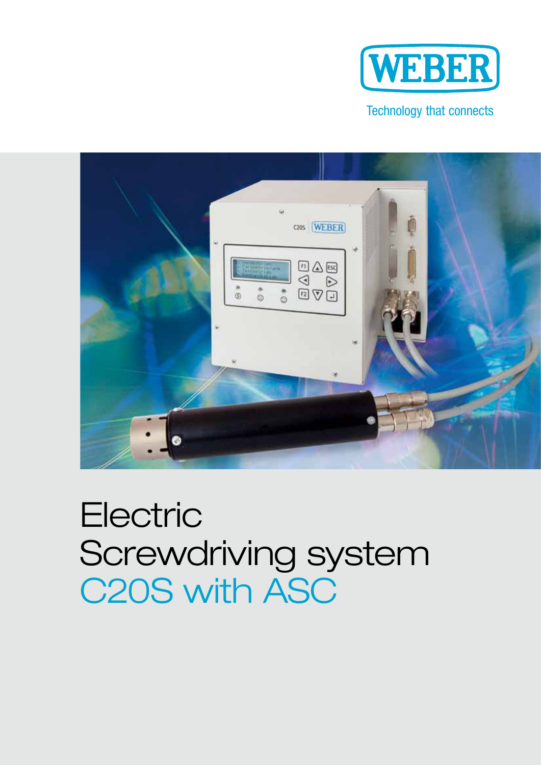WEBER

Technology that connects

# Electric Screwdriving system C20S with ASC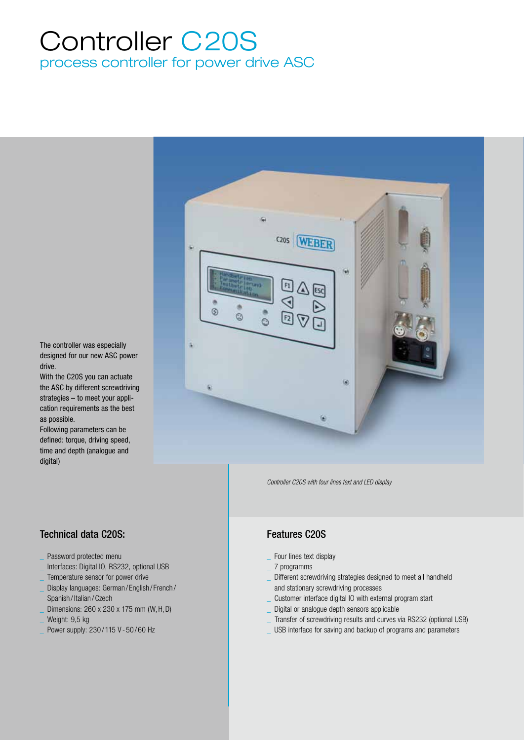# Controller C20S

## process controller for power drive ASC

The controller was especially designed for our new ASC power drive.
With the C20S you can actuate the ASC by different screwdriving strategies – to meet your application requirements as the best as possible.
Following parameters can be defined: torque, driving speed, time and depth (analogue and digital)

*Controller C20S with four lines text and LED display*

### Technical data C20S:

- Password protected menu
- Interfaces: Digital IO, RS232, optional USB
- Temperature sensor for power drive
- Display languages: German/English/French/Spanish/Italian/Czech
- Dimensions: 260 x 230 x 175 mm (W, H, D)
- Weight: 9,5 kg
- Power supply: 230/115 V - 50/60 Hz

### Features C20S

- Four lines text display
- 7 programms
- Different screwdriving strategies designed to meet all handheld and stationary screwdriving processes
- Customer interface digital IO with external program start
- Digital or analogue depth sensors applicable
- Transfer of screwdriving results and curves via RS232 (optional USB)
- USB interface for saving and backup of programs and parameters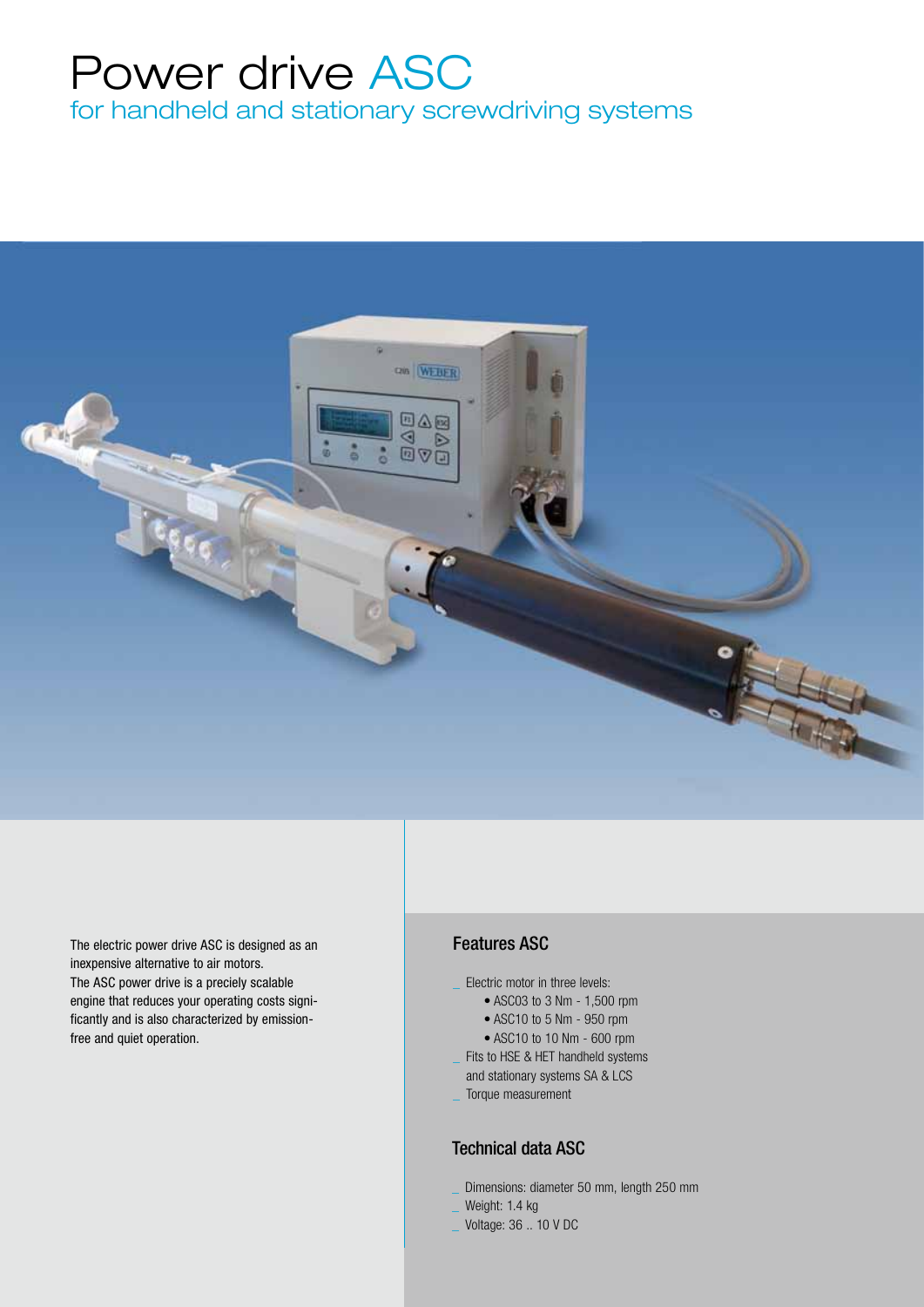# Power drive ASC

## for handheld and stationary screwdriving systems

The electric power drive ASC is designed as an inexpensive alternative to air motors.
The ASC power drive is a precicely scalable engine that reduces your operating costs significantly and is also characterized by emission-free and quiet operation.

### Features ASC

- Electric motor in three levels:
  - ASC03 to 3 Nm - 1,500 rpm
  - ASC10 to 5 Nm - 950 rpm
  - ASC10 to 10 Nm - 600 rpm
- Fits to HSE & HET handheld systems and stationary systems SA & LCS
- Torque measurement

### Technical data ASC

- Dimensions: diameter 50 mm, length 250 mm
- Weight: 1.4 kg
- Voltage: 36 .. 10 V DC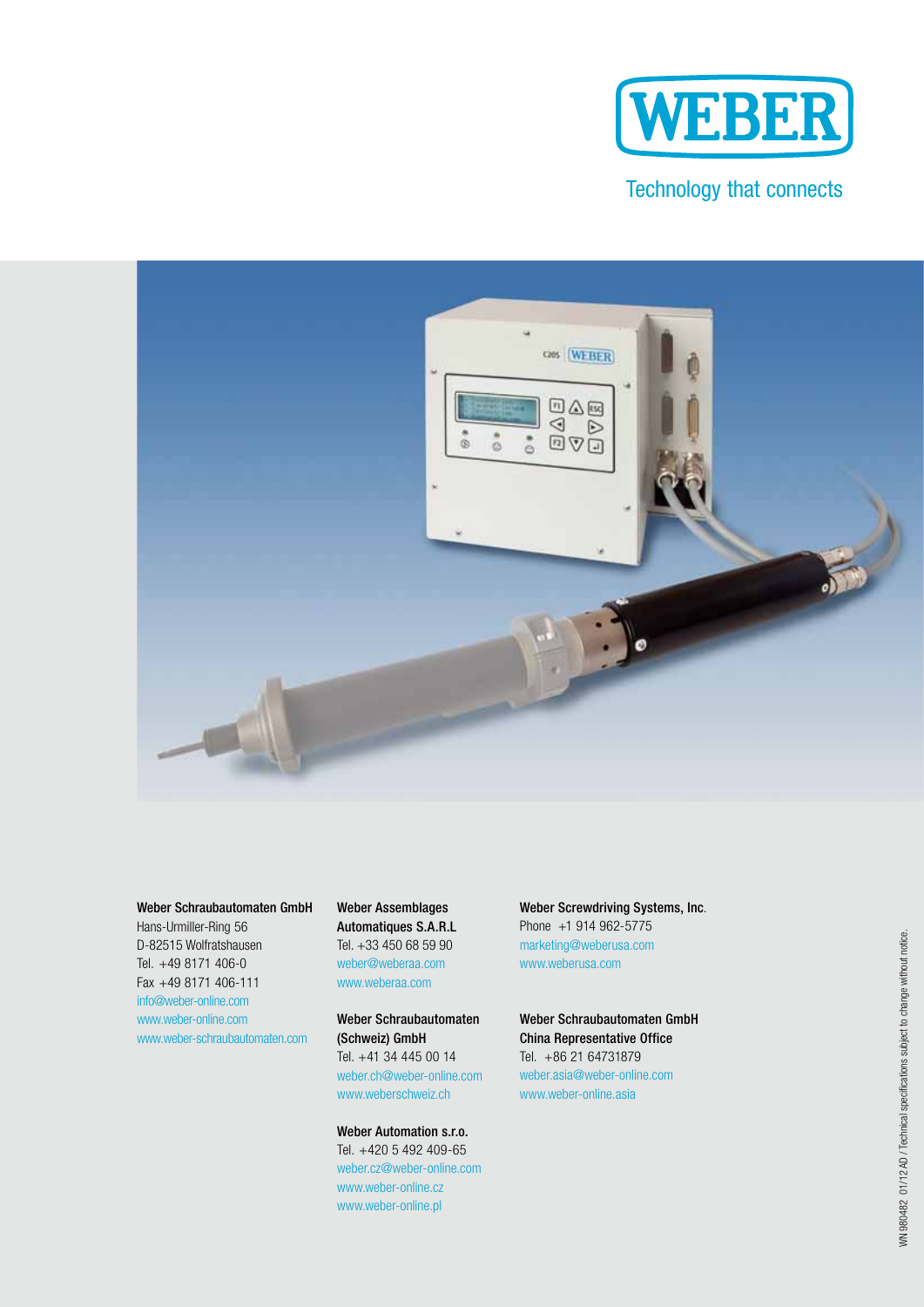WEBER

Technology that connects

**Weber Schraubautomaten GmbH**
Hans-Urmiller-Ring 56
D-82515 Wolfratshausen
Tel. +49 8171 406-0
Fax +49 8171 406-111
info@weber-online.com
www.weber-online.com
www.weber-schraubautomaten.com

**Weber Assemblages Automatiques S.A.R.L**
Tel. +33 450 68 59 90
weber@weberaa.com
www.weberaa.com

**Weber Schraubautomaten (Schweiz) GmbH**
Tel. +41 34 445 00 14
weber.ch@weber-online.com
www.weberschweiz.ch

**Weber Automation s.r.o.**
Tel. +420 5 492 409-65
weber.cz@weber-online.com
www.weber-online.cz
www.weber-online.pl

**Weber Screwdriving Systems, Inc.**
Phone +1 914 962-5775
marketing@weberusa.com
www.weberusa.com

**Weber Schraubautomaten GmbH China Representative Office**
Tel. +86 21 64731879
weber.asia@weber-online.com
www.weber-online.asia

WN 980482 01/12 AD / Technical specifications subject to change without notice.